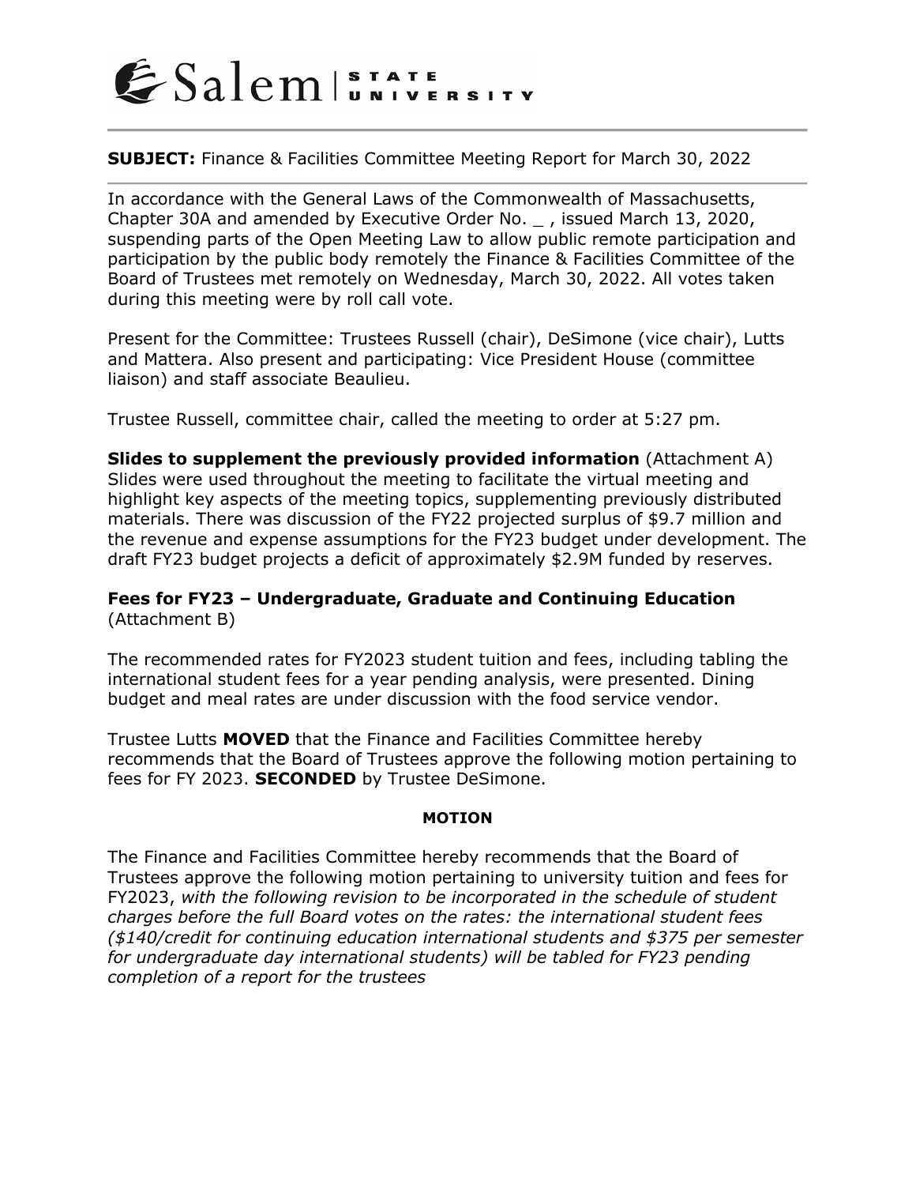Salem | STATE UNIVERSITY

---

**SUBJECT:** Finance & Facilities Committee Meeting Report for March 30, 2022

---

In accordance with the General Laws of the Commonwealth of Massachusetts, Chapter 30A and amended by Executive Order No. _ , issued March 13, 2020, suspending parts of the Open Meeting Law to allow public remote participation and participation by the public body remotely the Finance & Facilities Committee of the Board of Trustees met remotely on Wednesday, March 30, 2022. All votes taken during this meeting were by roll call vote.

Present for the Committee: Trustees Russell (chair), DeSimone (vice chair), Lutts and Mattera. Also present and participating: Vice President House (committee liaison) and staff associate Beaulieu.

Trustee Russell, committee chair, called the meeting to order at 5:27 pm.

**Slides to supplement the previously provided information** (Attachment A) Slides were used throughout the meeting to facilitate the virtual meeting and highlight key aspects of the meeting topics, supplementing previously distributed materials. There was discussion of the FY22 projected surplus of $9.7 million and the revenue and expense assumptions for the FY23 budget under development. The draft FY23 budget projects a deficit of approximately $2.9M funded by reserves.

**Fees for FY23 – Undergraduate, Graduate and Continuing Education** (Attachment B)

The recommended rates for FY2023 student tuition and fees, including tabling the international student fees for a year pending analysis, were presented. Dining budget and meal rates are under discussion with the food service vendor.

Trustee Lutts **MOVED** that the Finance and Facilities Committee hereby recommends that the Board of Trustees approve the following motion pertaining to fees for FY 2023. **SECONDED** by Trustee DeSimone.

**MOTION**

The Finance and Facilities Committee hereby recommends that the Board of Trustees approve the following motion pertaining to university tuition and fees for FY2023, *with the following revision to be incorporated in the schedule of student charges before the full Board votes on the rates: the international student fees ($140/credit for continuing education international students and $375 per semester for undergraduate day international students) will be tabled for FY23 pending completion of a report for the trustees*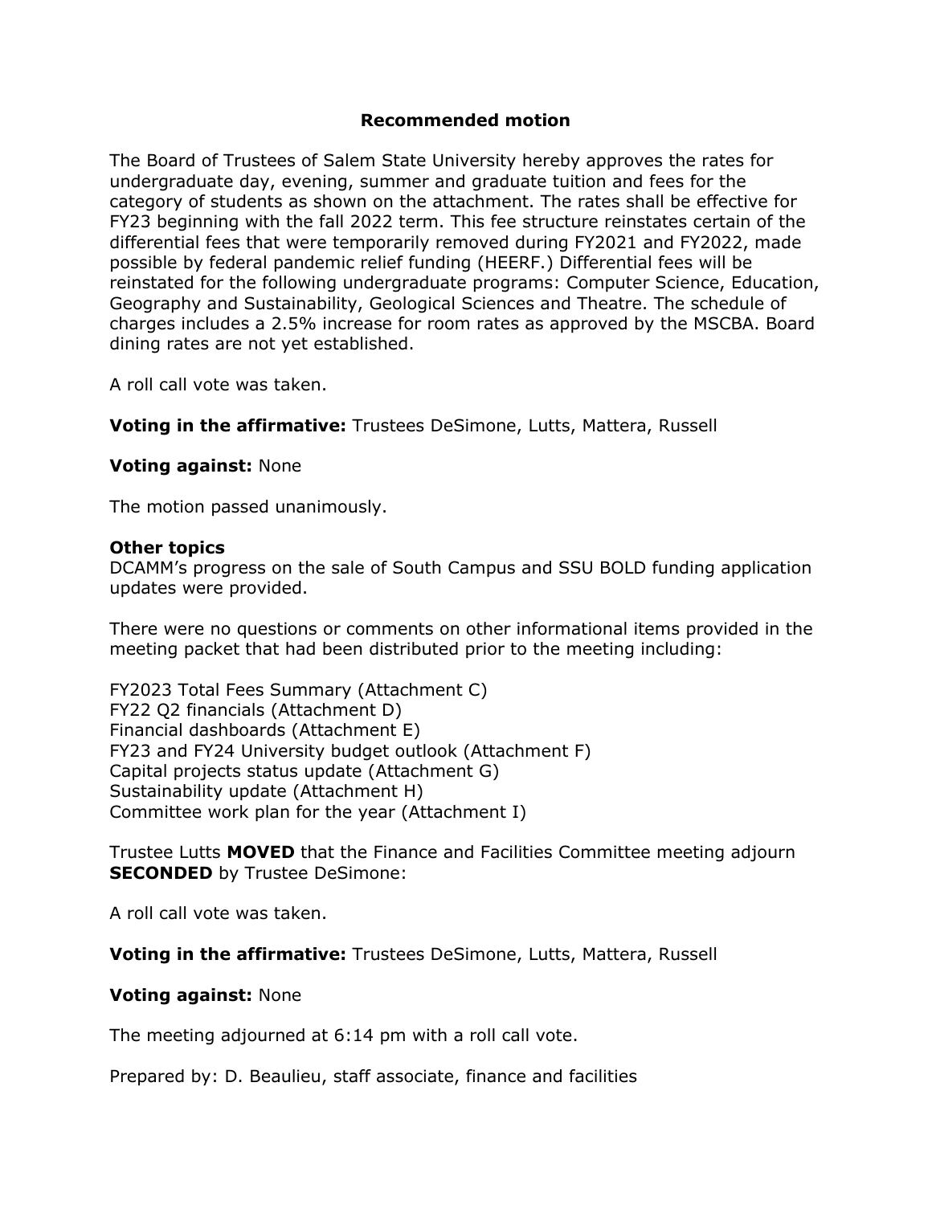**Recommended motion**

The Board of Trustees of Salem State University hereby approves the rates for undergraduate day, evening, summer and graduate tuition and fees for the category of students as shown on the attachment. The rates shall be effective for FY23 beginning with the fall 2022 term. This fee structure reinstates certain of the differential fees that were temporarily removed during FY2021 and FY2022, made possible by federal pandemic relief funding (HEERF.) Differential fees will be reinstated for the following undergraduate programs: Computer Science, Education, Geography and Sustainability, Geological Sciences and Theatre. The schedule of charges includes a 2.5% increase for room rates as approved by the MSCBA. Board dining rates are not yet established.

A roll call vote was taken.

**Voting in the affirmative:** Trustees DeSimone, Lutts, Mattera, Russell

**Voting against:** None

The motion passed unanimously.

**Other topics**
DCAMM's progress on the sale of South Campus and SSU BOLD funding application updates were provided.

There were no questions or comments on other informational items provided in the meeting packet that had been distributed prior to the meeting including:

FY2023 Total Fees Summary (Attachment C)
FY22 Q2 financials (Attachment D)
Financial dashboards (Attachment E)
FY23 and FY24 University budget outlook (Attachment F)
Capital projects status update (Attachment G)
Sustainability update (Attachment H)
Committee work plan for the year (Attachment I)

Trustee Lutts **MOVED** that the Finance and Facilities Committee meeting adjourn **SECONDED** by Trustee DeSimone:

A roll call vote was taken.

**Voting in the affirmative:** Trustees DeSimone, Lutts, Mattera, Russell

**Voting against:** None

The meeting adjourned at 6:14 pm with a roll call vote.

Prepared by: D. Beaulieu, staff associate, finance and facilities